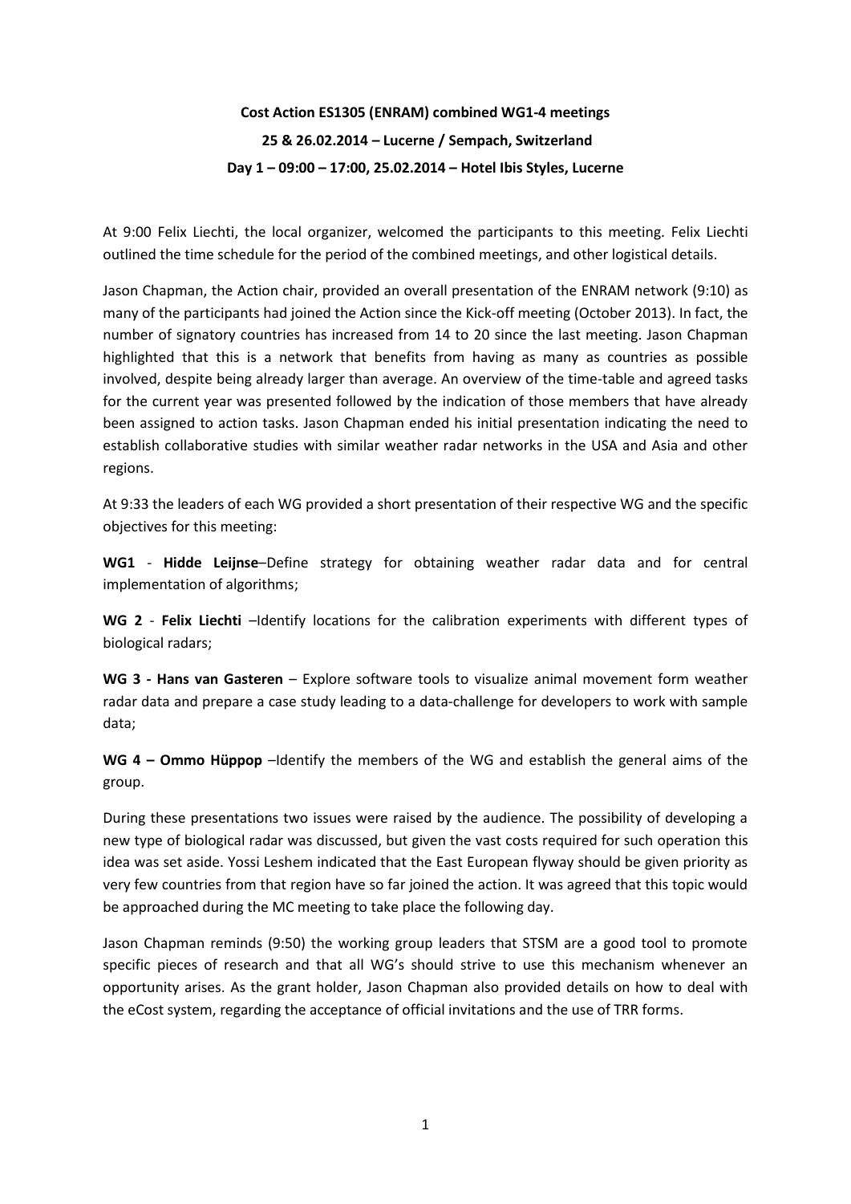**Cost Action ES1305 (ENRAM) combined WG1-4 meetings**

**25 & 26.02.2014 – Lucerne / Sempach, Switzerland**

**Day 1 – 09:00 – 17:00, 25.02.2014 – Hotel Ibis Styles, Lucerne**

At 9:00 Felix Liechti, the local organizer, welcomed the participants to this meeting. Felix Liechti outlined the time schedule for the period of the combined meetings, and other logistical details.

Jason Chapman, the Action chair, provided an overall presentation of the ENRAM network (9:10) as many of the participants had joined the Action since the Kick-off meeting (October 2013). In fact, the number of signatory countries has increased from 14 to 20 since the last meeting. Jason Chapman highlighted that this is a network that benefits from having as many as countries as possible involved, despite being already larger than average. An overview of the time-table and agreed tasks for the current year was presented followed by the indication of those members that have already been assigned to action tasks. Jason Chapman ended his initial presentation indicating the need to establish collaborative studies with similar weather radar networks in the USA and Asia and other regions.

At 9:33 the leaders of each WG provided a short presentation of their respective WG and the specific objectives for this meeting:

**WG1** - **Hidde Leijnse**–Define strategy for obtaining weather radar data and for central implementation of algorithms;

**WG 2** - **Felix Liechti** –Identify locations for the calibration experiments with different types of biological radars;

**WG 3 - Hans van Gasteren** – Explore software tools to visualize animal movement form weather radar data and prepare a case study leading to a data-challenge for developers to work with sample data;

**WG 4 – Ommo Hüppop** –Identify the members of the WG and establish the general aims of the group.

During these presentations two issues were raised by the audience. The possibility of developing a new type of biological radar was discussed, but given the vast costs required for such operation this idea was set aside. Yossi Leshem indicated that the East European flyway should be given priority as very few countries from that region have so far joined the action. It was agreed that this topic would be approached during the MC meeting to take place the following day.

Jason Chapman reminds (9:50) the working group leaders that STSM are a good tool to promote specific pieces of research and that all WG's should strive to use this mechanism whenever an opportunity arises. As the grant holder, Jason Chapman also provided details on how to deal with the eCost system, regarding the acceptance of official invitations and the use of TRR forms.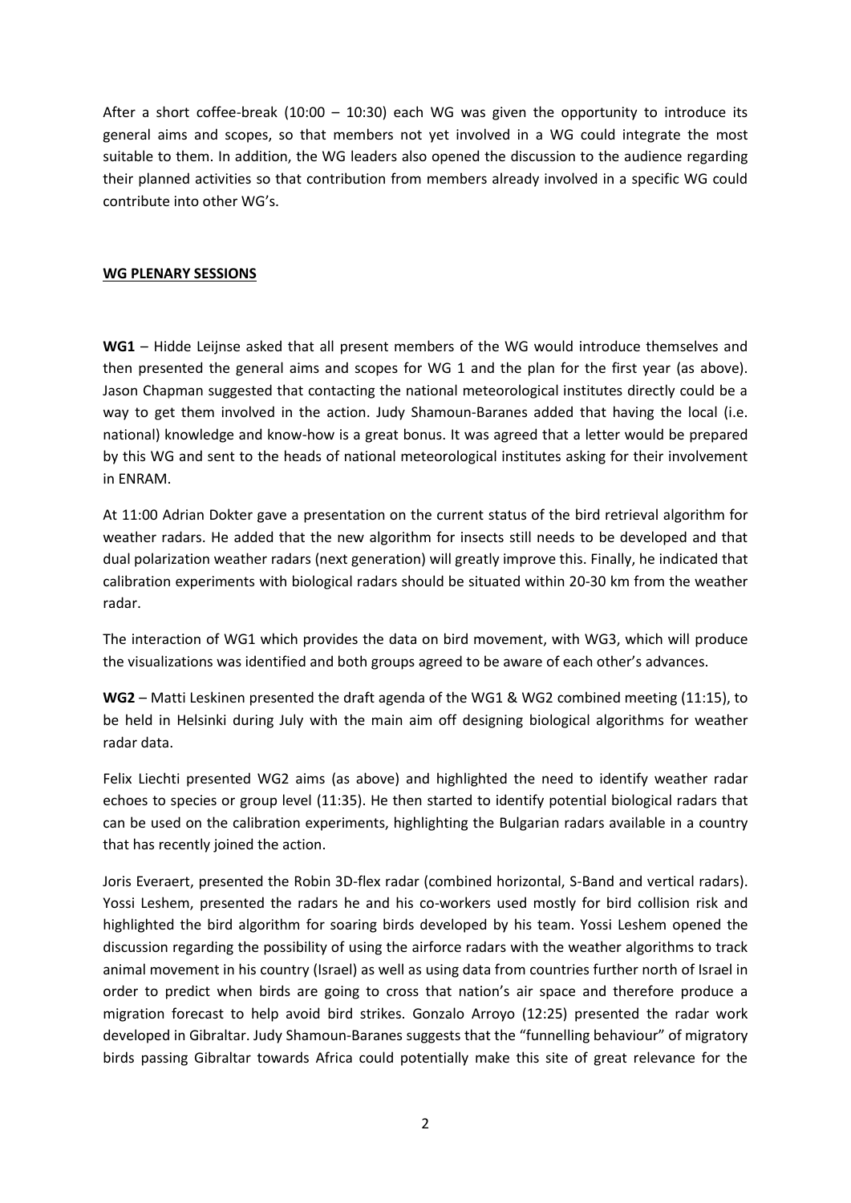After a short coffee-break (10:00 – 10:30) each WG was given the opportunity to introduce its general aims and scopes, so that members not yet involved in a WG could integrate the most suitable to them. In addition, the WG leaders also opened the discussion to the audience regarding their planned activities so that contribution from members already involved in a specific WG could contribute into other WG's.

**WG PLENARY SESSIONS**

**WG1** – Hidde Leijnse asked that all present members of the WG would introduce themselves and then presented the general aims and scopes for WG 1 and the plan for the first year (as above). Jason Chapman suggested that contacting the national meteorological institutes directly could be a way to get them involved in the action. Judy Shamoun-Baranes added that having the local (i.e. national) knowledge and know-how is a great bonus. It was agreed that a letter would be prepared by this WG and sent to the heads of national meteorological institutes asking for their involvement in ENRAM.

At 11:00 Adrian Dokter gave a presentation on the current status of the bird retrieval algorithm for weather radars. He added that the new algorithm for insects still needs to be developed and that dual polarization weather radars (next generation) will greatly improve this. Finally, he indicated that calibration experiments with biological radars should be situated within 20-30 km from the weather radar.

The interaction of WG1 which provides the data on bird movement, with WG3, which will produce the visualizations was identified and both groups agreed to be aware of each other's advances.

**WG2** – Matti Leskinen presented the draft agenda of the WG1 & WG2 combined meeting (11:15), to be held in Helsinki during July with the main aim off designing biological algorithms for weather radar data.

Felix Liechti presented WG2 aims (as above) and highlighted the need to identify weather radar echoes to species or group level (11:35). He then started to identify potential biological radars that can be used on the calibration experiments, highlighting the Bulgarian radars available in a country that has recently joined the action.

Joris Everaert, presented the Robin 3D-flex radar (combined horizontal, S-Band and vertical radars). Yossi Leshem, presented the radars he and his co-workers used mostly for bird collision risk and highlighted the bird algorithm for soaring birds developed by his team. Yossi Leshem opened the discussion regarding the possibility of using the airforce radars with the weather algorithms to track animal movement in his country (Israel) as well as using data from countries further north of Israel in order to predict when birds are going to cross that nation's air space and therefore produce a migration forecast to help avoid bird strikes. Gonzalo Arroyo (12:25) presented the radar work developed in Gibraltar. Judy Shamoun-Baranes suggests that the "funnelling behaviour" of migratory birds passing Gibraltar towards Africa could potentially make this site of great relevance for the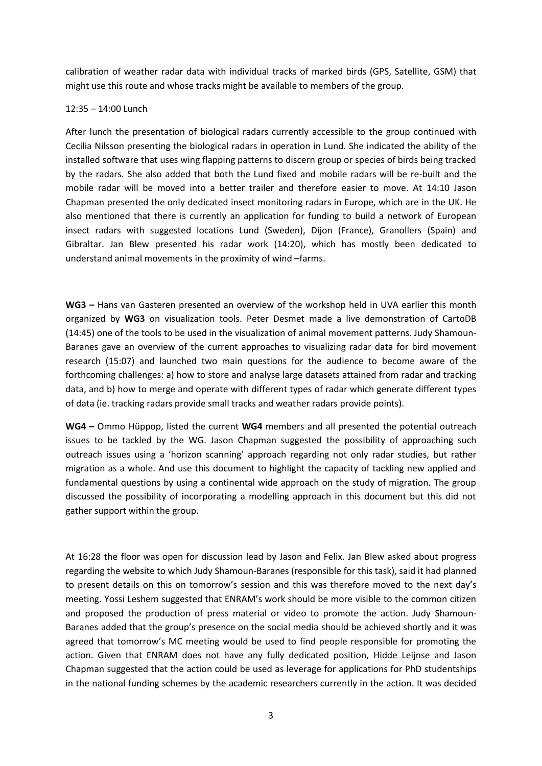calibration of weather radar data with individual tracks of marked birds (GPS, Satellite, GSM) that might use this route and whose tracks might be available to members of the group.

12:35 – 14:00 Lunch

After lunch the presentation of biological radars currently accessible to the group continued with Cecilia Nilsson presenting the biological radars in operation in Lund. She indicated the ability of the installed software that uses wing flapping patterns to discern group or species of birds being tracked by the radars. She also added that both the Lund fixed and mobile radars will be re-built and the mobile radar will be moved into a better trailer and therefore easier to move. At 14:10 Jason Chapman presented the only dedicated insect monitoring radars in Europe, which are in the UK. He also mentioned that there is currently an application for funding to build a network of European insect radars with suggested locations Lund (Sweden), Dijon (France), Granollers (Spain) and Gibraltar. Jan Blew presented his radar work (14:20), which has mostly been dedicated to understand animal movements in the proximity of wind –farms.

**WG3 –** Hans van Gasteren presented an overview of the workshop held in UVA earlier this month organized by **WG3** on visualization tools. Peter Desmet made a live demonstration of CartoDB (14:45) one of the tools to be used in the visualization of animal movement patterns. Judy Shamoun-Baranes gave an overview of the current approaches to visualizing radar data for bird movement research (15:07) and launched two main questions for the audience to become aware of the forthcoming challenges: a) how to store and analyse large datasets attained from radar and tracking data, and b) how to merge and operate with different types of radar which generate different types of data (ie. tracking radars provide small tracks and weather radars provide points).

**WG4 –** Ommo Hüppop, listed the current **WG4** members and all presented the potential outreach issues to be tackled by the WG. Jason Chapman suggested the possibility of approaching such outreach issues using a 'horizon scanning' approach regarding not only radar studies, but rather migration as a whole. And use this document to highlight the capacity of tackling new applied and fundamental questions by using a continental wide approach on the study of migration. The group discussed the possibility of incorporating a modelling approach in this document but this did not gather support within the group.

At 16:28 the floor was open for discussion lead by Jason and Felix. Jan Blew asked about progress regarding the website to which Judy Shamoun-Baranes (responsible for this task), said it had planned to present details on this on tomorrow's session and this was therefore moved to the next day's meeting. Yossi Leshem suggested that ENRAM's work should be more visible to the common citizen and proposed the production of press material or video to promote the action. Judy Shamoun-Baranes added that the group's presence on the social media should be achieved shortly and it was agreed that tomorrow's MC meeting would be used to find people responsible for promoting the action. Given that ENRAM does not have any fully dedicated position, Hidde Leijnse and Jason Chapman suggested that the action could be used as leverage for applications for PhD studentships in the national funding schemes by the academic researchers currently in the action. It was decided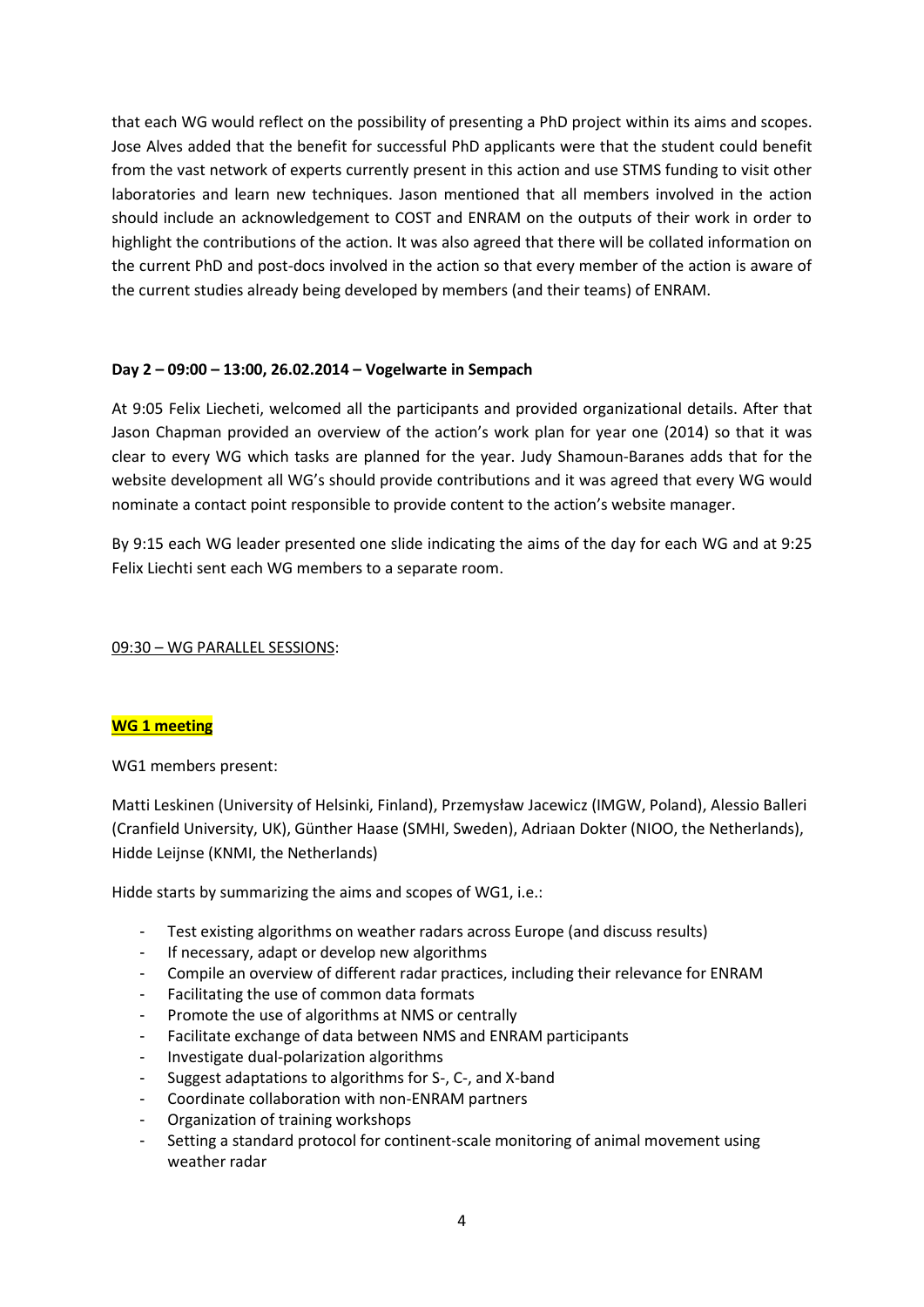that each WG would reflect on the possibility of presenting a PhD project within its aims and scopes. Jose Alves added that the benefit for successful PhD applicants were that the student could benefit from the vast network of experts currently present in this action and use STMS funding to visit other laboratories and learn new techniques. Jason mentioned that all members involved in the action should include an acknowledgement to COST and ENRAM on the outputs of their work in order to highlight the contributions of the action. It was also agreed that there will be collated information on the current PhD and post-docs involved in the action so that every member of the action is aware of the current studies already being developed by members (and their teams) of ENRAM.

**Day 2 – 09:00 – 13:00, 26.02.2014 – Vogelwarte in Sempach**

At 9:05 Felix Liecheti, welcomed all the participants and provided organizational details. After that Jason Chapman provided an overview of the action's work plan for year one (2014) so that it was clear to every WG which tasks are planned for the year. Judy Shamoun-Baranes adds that for the website development all WG's should provide contributions and it was agreed that every WG would nominate a contact point responsible to provide content to the action's website manager.

By 9:15 each WG leader presented one slide indicating the aims of the day for each WG and at 9:25 Felix Liechti sent each WG members to a separate room.

09:30 – WG PARALLEL SESSIONS:

**WG 1 meeting**

WG1 members present:

Matti Leskinen (University of Helsinki, Finland), Przemysław Jacewicz (IMGW, Poland), Alessio Balleri (Cranfield University, UK), Günther Haase (SMHI, Sweden), Adriaan Dokter (NIOO, the Netherlands), Hidde Leijnse (KNMI, the Netherlands)

Hidde starts by summarizing the aims and scopes of WG1, i.e.:

- Test existing algorithms on weather radars across Europe (and discuss results)
- If necessary, adapt or develop new algorithms
- Compile an overview of different radar practices, including their relevance for ENRAM
- Facilitating the use of common data formats
- Promote the use of algorithms at NMS or centrally
- Facilitate exchange of data between NMS and ENRAM participants
- Investigate dual-polarization algorithms
- Suggest adaptations to algorithms for S-, C-, and X-band
- Coordinate collaboration with non-ENRAM partners
- Organization of training workshops
- Setting a standard protocol for continent-scale monitoring of animal movement using weather radar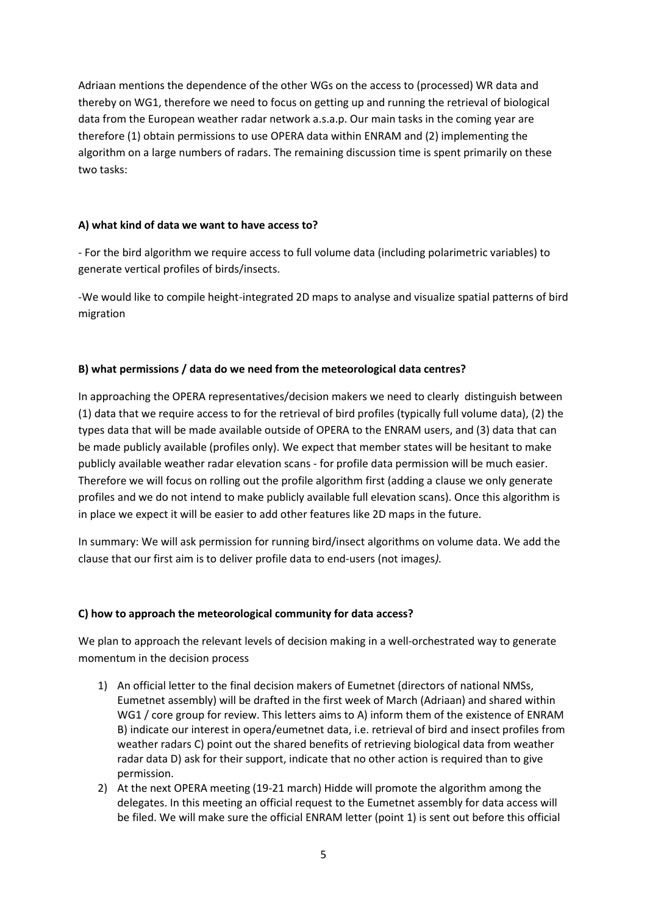Adriaan mentions the dependence of the other WGs on the access to (processed) WR data and thereby on WG1, therefore we need to focus on getting up and running the retrieval of biological data from the European weather radar network a.s.a.p. Our main tasks in the coming year are therefore (1) obtain permissions to use OPERA data within ENRAM and (2) implementing the algorithm on a large numbers of radars. The remaining discussion time is spent primarily on these two tasks:

**A) what kind of data we want to have access to?**

- For the bird algorithm we require access to full volume data (including polarimetric variables) to generate vertical profiles of birds/insects.

-We would like to compile height-integrated 2D maps to analyse and visualize spatial patterns of bird migration

**B) what permissions / data do we need from the meteorological data centres?**

In approaching the OPERA representatives/decision makers we need to clearly distinguish between (1) data that we require access to for the retrieval of bird profiles (typically full volume data), (2) the types data that will be made available outside of OPERA to the ENRAM users, and (3) data that can be made publicly available (profiles only). We expect that member states will be hesitant to make publicly available weather radar elevation scans - for profile data permission will be much easier. Therefore we will focus on rolling out the profile algorithm first (adding a clause we only generate profiles and we do not intend to make publicly available full elevation scans). Once this algorithm is in place we expect it will be easier to add other features like 2D maps in the future.

In summary: We will ask permission for running bird/insect algorithms on volume data. We add the clause that our first aim is to deliver profile data to end-users (not images*).*

**C) how to approach the meteorological community for data access?**

We plan to approach the relevant levels of decision making in a well-orchestrated way to generate momentum in the decision process

1) An official letter to the final decision makers of Eumetnet (directors of national NMSs, Eumetnet assembly) will be drafted in the first week of March (Adriaan) and shared within WG1 / core group for review. This letters aims to A) inform them of the existence of ENRAM B) indicate our interest in opera/eumetnet data, i.e. retrieval of bird and insect profiles from weather radars C) point out the shared benefits of retrieving biological data from weather radar data D) ask for their support, indicate that no other action is required than to give permission.
2) At the next OPERA meeting (19-21 march) Hidde will promote the algorithm among the delegates. In this meeting an official request to the Eumetnet assembly for data access will be filed. We will make sure the official ENRAM letter (point 1) is sent out before this official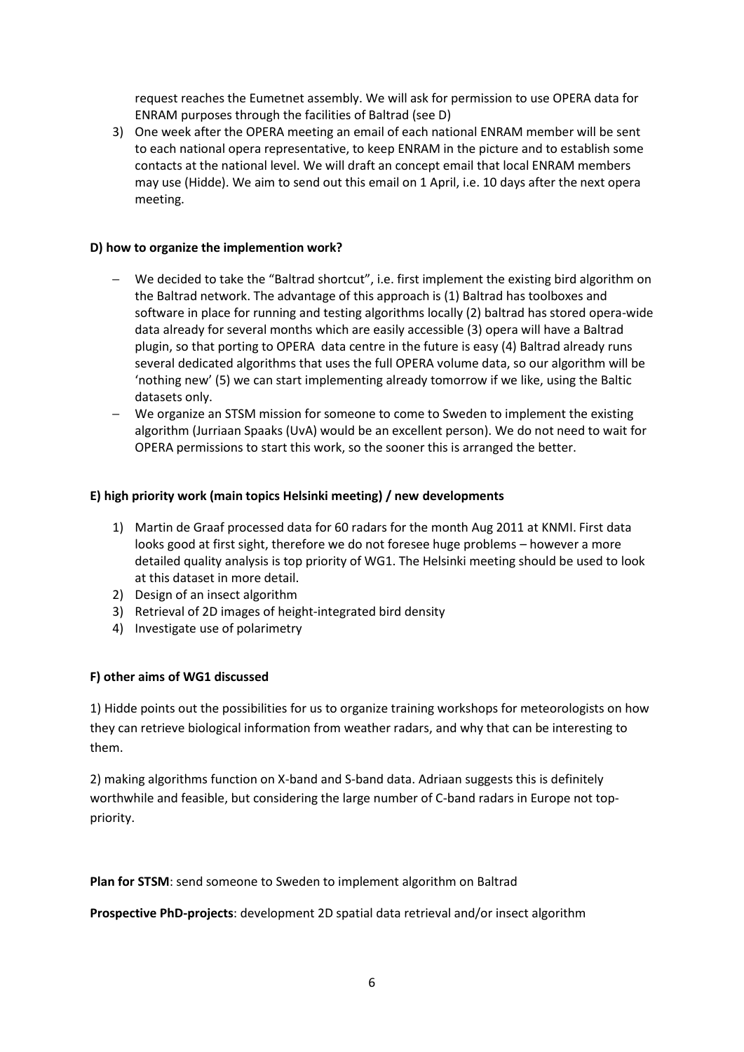request reaches the Eumetnet assembly. We will ask for permission to use OPERA data for ENRAM purposes through the facilities of Baltrad (see D)

3) One week after the OPERA meeting an email of each national ENRAM member will be sent to each national opera representative, to keep ENRAM in the picture and to establish some contacts at the national level. We will draft an concept email that local ENRAM members may use (Hidde). We aim to send out this email on 1 April, i.e. 10 days after the next opera meeting.

**D) how to organize the implemention work?**

- We decided to take the "Baltrad shortcut", i.e. first implement the existing bird algorithm on the Baltrad network. The advantage of this approach is (1) Baltrad has toolboxes and software in place for running and testing algorithms locally (2) baltrad has stored opera-wide data already for several months which are easily accessible (3) opera will have a Baltrad plugin, so that porting to OPERA data centre in the future is easy (4) Baltrad already runs several dedicated algorithms that uses the full OPERA volume data, so our algorithm will be 'nothing new' (5) we can start implementing already tomorrow if we like, using the Baltic datasets only.
- We organize an STSM mission for someone to come to Sweden to implement the existing algorithm (Jurriaan Spaaks (UvA) would be an excellent person). We do not need to wait for OPERA permissions to start this work, so the sooner this is arranged the better.

**E) high priority work (main topics Helsinki meeting) / new developments**

1) Martin de Graaf processed data for 60 radars for the month Aug 2011 at KNMI. First data looks good at first sight, therefore we do not foresee huge problems – however a more detailed quality analysis is top priority of WG1. The Helsinki meeting should be used to look at this dataset in more detail.
2) Design of an insect algorithm
3) Retrieval of 2D images of height-integrated bird density
4) Investigate use of polarimetry

**F) other aims of WG1 discussed**

1) Hidde points out the possibilities for us to organize training workshops for meteorologists on how they can retrieve biological information from weather radars, and why that can be interesting to them.

2) making algorithms function on X-band and S-band data. Adriaan suggests this is definitely worthwhile and feasible, but considering the large number of C-band radars in Europe not top-priority.

**Plan for STSM**: send someone to Sweden to implement algorithm on Baltrad

**Prospective PhD-projects**: development 2D spatial data retrieval and/or insect algorithm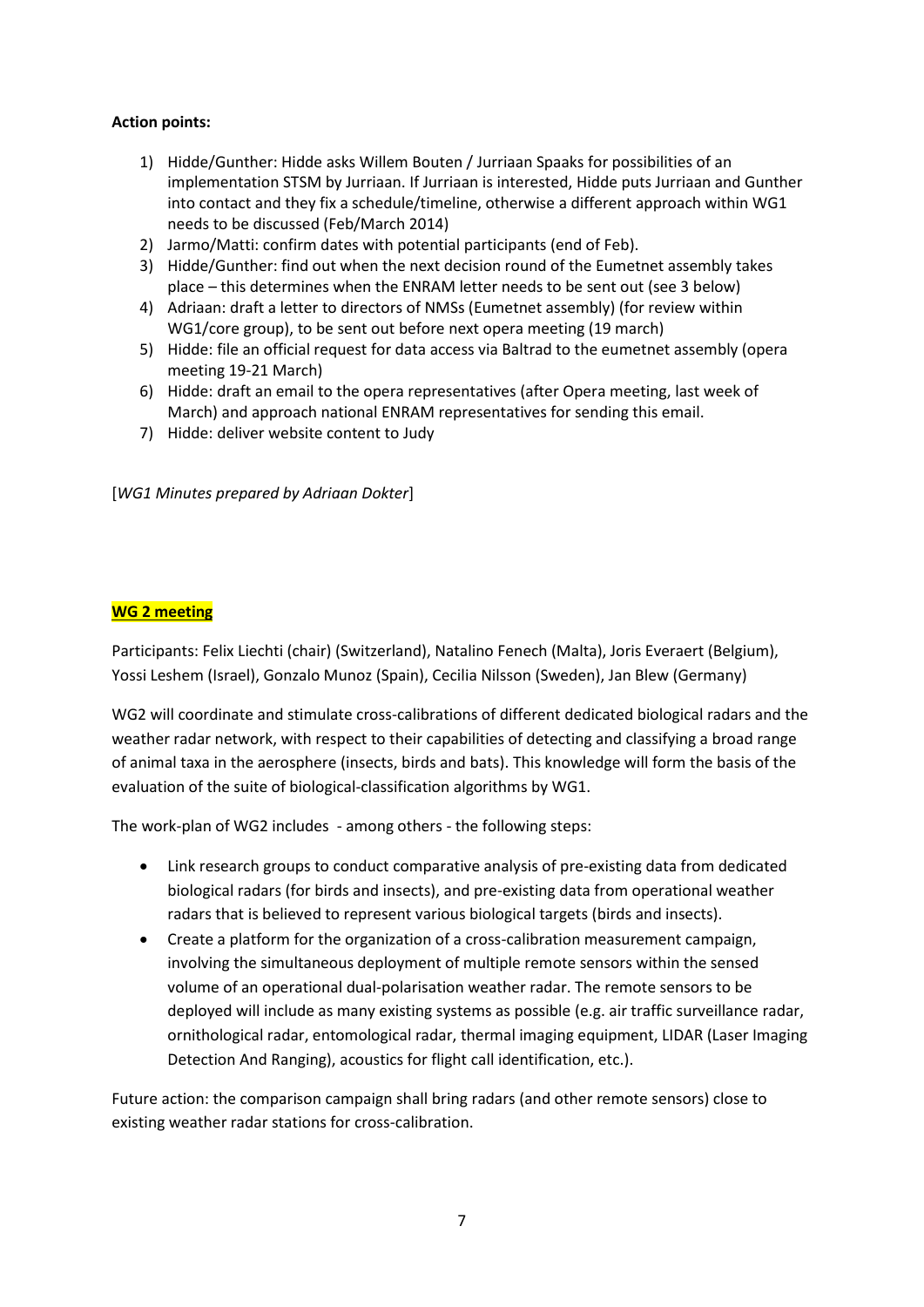**Action points:**

1) Hidde/Gunther: Hidde asks Willem Bouten / Jurriaan Spaaks for possibilities of an implementation STSM by Jurriaan. If Jurriaan is interested, Hidde puts Jurriaan and Gunther into contact and they fix a schedule/timeline, otherwise a different approach within WG1 needs to be discussed (Feb/March 2014)
2) Jarmo/Matti: confirm dates with potential participants (end of Feb).
3) Hidde/Gunther: find out when the next decision round of the Eumetnet assembly takes place – this determines when the ENRAM letter needs to be sent out (see 3 below)
4) Adriaan: draft a letter to directors of NMSs (Eumetnet assembly) (for review within WG1/core group), to be sent out before next opera meeting (19 march)
5) Hidde: file an official request for data access via Baltrad to the eumetnet assembly (opera meeting 19-21 March)
6) Hidde: draft an email to the opera representatives (after Opera meeting, last week of March) and approach national ENRAM representatives for sending this email.
7) Hidde: deliver website content to Judy

[*WG1 Minutes prepared by Adriaan Dokter*]

## WG 2 meeting

Participants: Felix Liechti (chair) (Switzerland), Natalino Fenech (Malta), Joris Everaert (Belgium), Yossi Leshem (Israel), Gonzalo Munoz (Spain), Cecilia Nilsson (Sweden), Jan Blew (Germany)

WG2 will coordinate and stimulate cross-calibrations of different dedicated biological radars and the weather radar network, with respect to their capabilities of detecting and classifying a broad range of animal taxa in the aerosphere (insects, birds and bats). This knowledge will form the basis of the evaluation of the suite of biological-classification algorithms by WG1.

The work-plan of WG2 includes - among others - the following steps:

- Link research groups to conduct comparative analysis of pre-existing data from dedicated biological radars (for birds and insects), and pre-existing data from operational weather radars that is believed to represent various biological targets (birds and insects).
- Create a platform for the organization of a cross-calibration measurement campaign, involving the simultaneous deployment of multiple remote sensors within the sensed volume of an operational dual-polarisation weather radar. The remote sensors to be deployed will include as many existing systems as possible (e.g. air traffic surveillance radar, ornithological radar, entomological radar, thermal imaging equipment, LIDAR (Laser Imaging Detection And Ranging), acoustics for flight call identification, etc.).

Future action: the comparison campaign shall bring radars (and other remote sensors) close to existing weather radar stations for cross-calibration.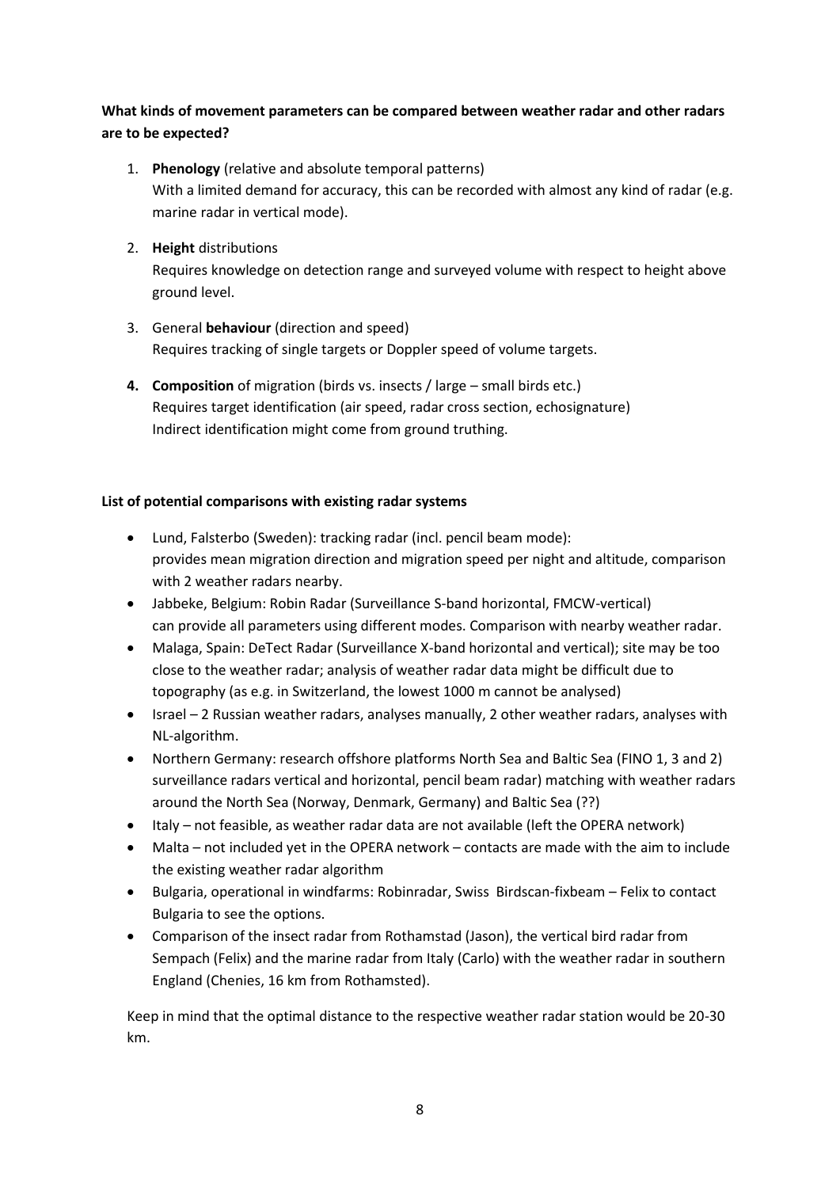**What kinds of movement parameters can be compared between weather radar and other radars are to be expected?**

1. **Phenology** (relative and absolute temporal patterns)
   With a limited demand for accuracy, this can be recorded with almost any kind of radar (e.g. marine radar in vertical mode).

2. **Height** distributions
   Requires knowledge on detection range and surveyed volume with respect to height above ground level.

3. General **behaviour** (direction and speed)
   Requires tracking of single targets or Doppler speed of volume targets.

4. **Composition** of migration (birds vs. insects / large – small birds etc.)
   Requires target identification (air speed, radar cross section, echosignature)
   Indirect identification might come from ground truthing.

**List of potential comparisons with existing radar systems**

- Lund, Falsterbo (Sweden): tracking radar (incl. pencil beam mode): provides mean migration direction and migration speed per night and altitude, comparison with 2 weather radars nearby.
- Jabbeke, Belgium: Robin Radar (Surveillance S-band horizontal, FMCW-vertical) can provide all parameters using different modes. Comparison with nearby weather radar.
- Malaga, Spain: DeTect Radar (Surveillance X-band horizontal and vertical); site may be too close to the weather radar; analysis of weather radar data might be difficult due to topography (as e.g. in Switzerland, the lowest 1000 m cannot be analysed)
- Israel – 2 Russian weather radars, analyses manually, 2 other weather radars, analyses with NL-algorithm.
- Northern Germany: research offshore platforms North Sea and Baltic Sea (FINO 1, 3 and 2) surveillance radars vertical and horizontal, pencil beam radar) matching with weather radars around the North Sea (Norway, Denmark, Germany) and Baltic Sea (??)
- Italy – not feasible, as weather radar data are not available (left the OPERA network)
- Malta – not included yet in the OPERA network – contacts are made with the aim to include the existing weather radar algorithm
- Bulgaria, operational in windfarms: Robinradar, Swiss Birdscan-fixbeam – Felix to contact Bulgaria to see the options.
- Comparison of the insect radar from Rothamstad (Jason), the vertical bird radar from Sempach (Felix) and the marine radar from Italy (Carlo) with the weather radar in southern England (Chenies, 16 km from Rothamsted).

Keep in mind that the optimal distance to the respective weather radar station would be 20-30 km.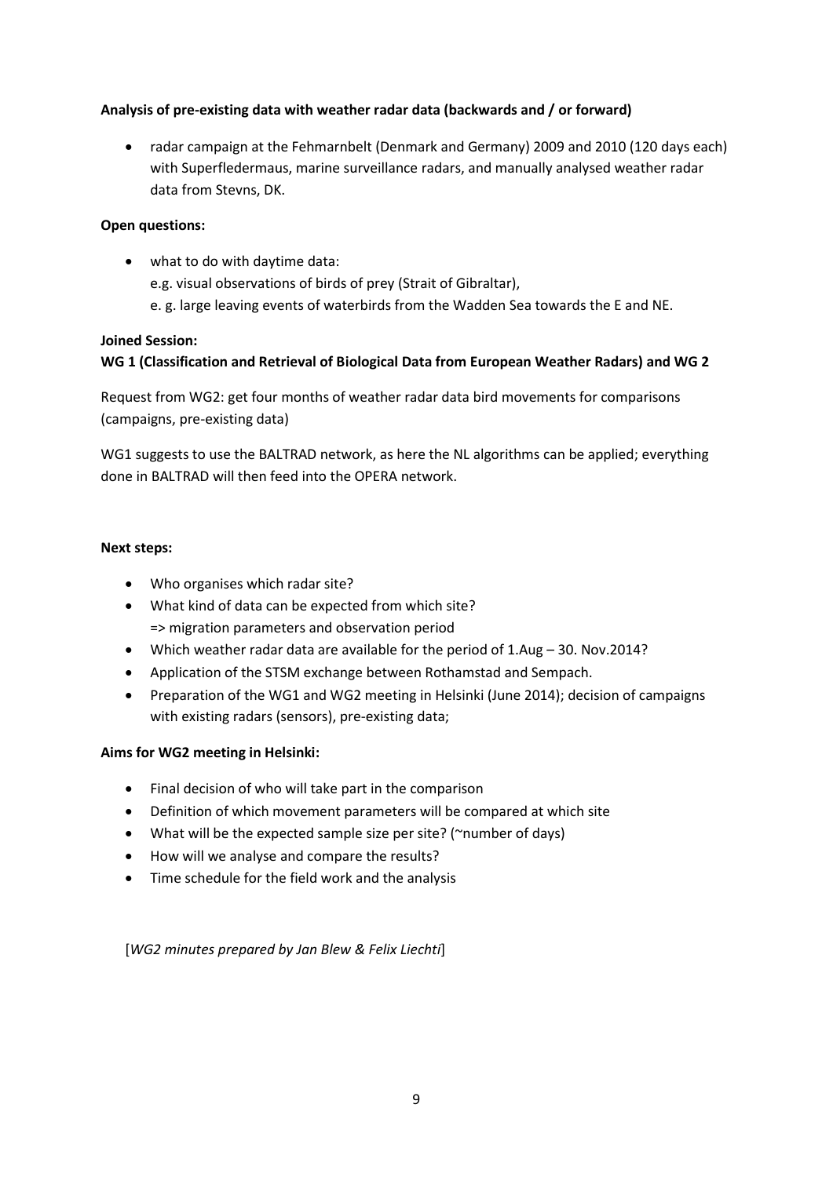**Analysis of pre-existing data with weather radar data (backwards and / or forward)**

- radar campaign at the Fehmarnbelt (Denmark and Germany) 2009 and 2010 (120 days each) with Superfledermaus, marine surveillance radars, and manually analysed weather radar data from Stevns, DK.

**Open questions:**

- what to do with daytime data:
  e.g. visual observations of birds of prey (Strait of Gibraltar),
  e. g. large leaving events of waterbirds from the Wadden Sea towards the E and NE.

**Joined Session:**
**WG 1 (Classification and Retrieval of Biological Data from European Weather Radars) and WG 2**

Request from WG2: get four months of weather radar data bird movements for comparisons (campaigns, pre-existing data)

WG1 suggests to use the BALTRAD network, as here the NL algorithms can be applied; everything done in BALTRAD will then feed into the OPERA network.

**Next steps:**

- Who organises which radar site?
- What kind of data can be expected from which site?
  => migration parameters and observation period
- Which weather radar data are available for the period of 1.Aug – 30. Nov.2014?
- Application of the STSM exchange between Rothamstad and Sempach.
- Preparation of the WG1 and WG2 meeting in Helsinki (June 2014); decision of campaigns with existing radars (sensors), pre-existing data;

**Aims for WG2 meeting in Helsinki:**

- Final decision of who will take part in the comparison
- Definition of which movement parameters will be compared at which site
- What will be the expected sample size per site? (~number of days)
- How will we analyse and compare the results?
- Time schedule for the field work and the analysis

[*WG2 minutes prepared by Jan Blew & Felix Liechti*]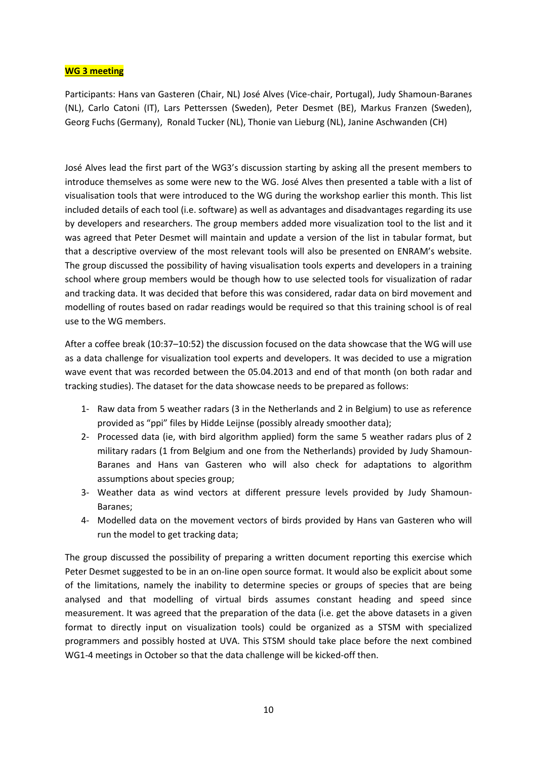**WG 3 meeting**

Participants: Hans van Gasteren (Chair, NL) José Alves (Vice-chair, Portugal), Judy Shamoun-Baranes (NL), Carlo Catoni (IT), Lars Petterssen (Sweden), Peter Desmet (BE), Markus Franzen (Sweden), Georg Fuchs (Germany), Ronald Tucker (NL), Thonie van Lieburg (NL), Janine Aschwanden (CH)

José Alves lead the first part of the WG3's discussion starting by asking all the present members to introduce themselves as some were new to the WG. José Alves then presented a table with a list of visualisation tools that were introduced to the WG during the workshop earlier this month. This list included details of each tool (i.e. software) as well as advantages and disadvantages regarding its use by developers and researchers. The group members added more visualization tool to the list and it was agreed that Peter Desmet will maintain and update a version of the list in tabular format, but that a descriptive overview of the most relevant tools will also be presented on ENRAM's website. The group discussed the possibility of having visualisation tools experts and developers in a training school where group members would be though how to use selected tools for visualization of radar and tracking data. It was decided that before this was considered, radar data on bird movement and modelling of routes based on radar readings would be required so that this training school is of real use to the WG members.

After a coffee break (10:37–10:52) the discussion focused on the data showcase that the WG will use as a data challenge for visualization tool experts and developers. It was decided to use a migration wave event that was recorded between the 05.04.2013 and end of that month (on both radar and tracking studies). The dataset for the data showcase needs to be prepared as follows:

1- Raw data from 5 weather radars (3 in the Netherlands and 2 in Belgium) to use as reference provided as "ppi" files by Hidde Leijnse (possibly already smoother data);
2- Processed data (ie, with bird algorithm applied) form the same 5 weather radars plus of 2 military radars (1 from Belgium and one from the Netherlands) provided by Judy Shamoun-Baranes and Hans van Gasteren who will also check for adaptations to algorithm assumptions about species group;
3- Weather data as wind vectors at different pressure levels provided by Judy Shamoun-Baranes;
4- Modelled data on the movement vectors of birds provided by Hans van Gasteren who will run the model to get tracking data;

The group discussed the possibility of preparing a written document reporting this exercise which Peter Desmet suggested to be in an on-line open source format. It would also be explicit about some of the limitations, namely the inability to determine species or groups of species that are being analysed and that modelling of virtual birds assumes constant heading and speed since measurement. It was agreed that the preparation of the data (i.e. get the above datasets in a given format to directly input on visualization tools) could be organized as a STSM with specialized programmers and possibly hosted at UVA. This STSM should take place before the next combined WG1-4 meetings in October so that the data challenge will be kicked-off then.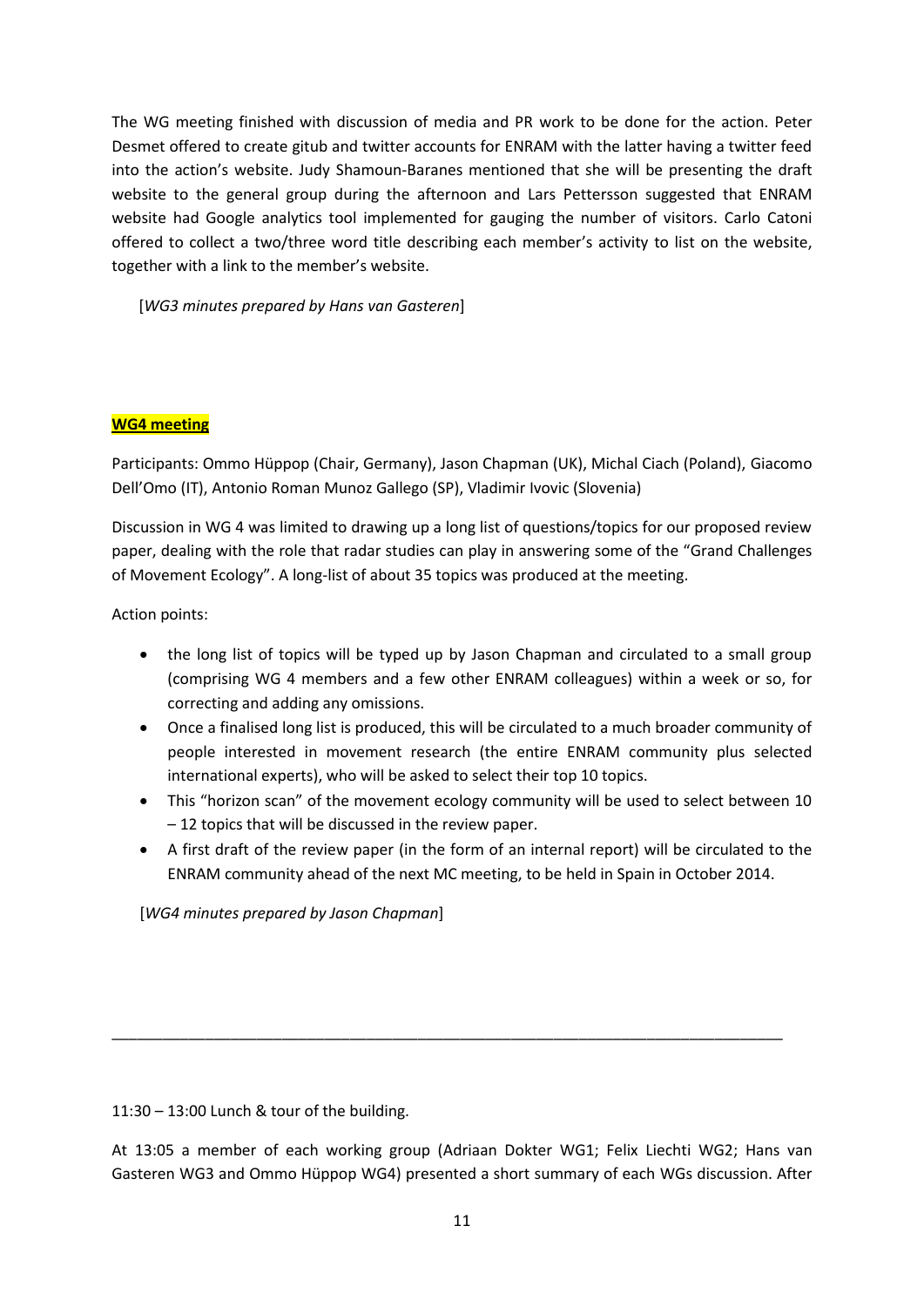The WG meeting finished with discussion of media and PR work to be done for the action. Peter Desmet offered to create gitub and twitter accounts for ENRAM with the latter having a twitter feed into the action's website. Judy Shamoun-Baranes mentioned that she will be presenting the draft website to the general group during the afternoon and Lars Pettersson suggested that ENRAM website had Google analytics tool implemented for gauging the number of visitors. Carlo Catoni offered to collect a two/three word title describing each member's activity to list on the website, together with a link to the member's website.

[*WG3 minutes prepared by Hans van Gasteren*]

**WG4 meeting**

Participants: Ommo Hüppop (Chair, Germany), Jason Chapman (UK), Michal Ciach (Poland), Giacomo Dell'Omo (IT), Antonio Roman Munoz Gallego (SP), Vladimir Ivovic (Slovenia)

Discussion in WG 4 was limited to drawing up a long list of questions/topics for our proposed review paper, dealing with the role that radar studies can play in answering some of the "Grand Challenges of Movement Ecology". A long-list of about 35 topics was produced at the meeting.

Action points:

- the long list of topics will be typed up by Jason Chapman and circulated to a small group (comprising WG 4 members and a few other ENRAM colleagues) within a week or so, for correcting and adding any omissions.
- Once a finalised long list is produced, this will be circulated to a much broader community of people interested in movement research (the entire ENRAM community plus selected international experts), who will be asked to select their top 10 topics.
- This "horizon scan" of the movement ecology community will be used to select between 10 – 12 topics that will be discussed in the review paper.
- A first draft of the review paper (in the form of an internal report) will be circulated to the ENRAM community ahead of the next MC meeting, to be held in Spain in October 2014.

[*WG4 minutes prepared by Jason Chapman*]

---

11:30 – 13:00 Lunch & tour of the building.

At 13:05 a member of each working group (Adriaan Dokter WG1; Felix Liechti WG2; Hans van Gasteren WG3 and Ommo Hüppop WG4) presented a short summary of each WGs discussion. After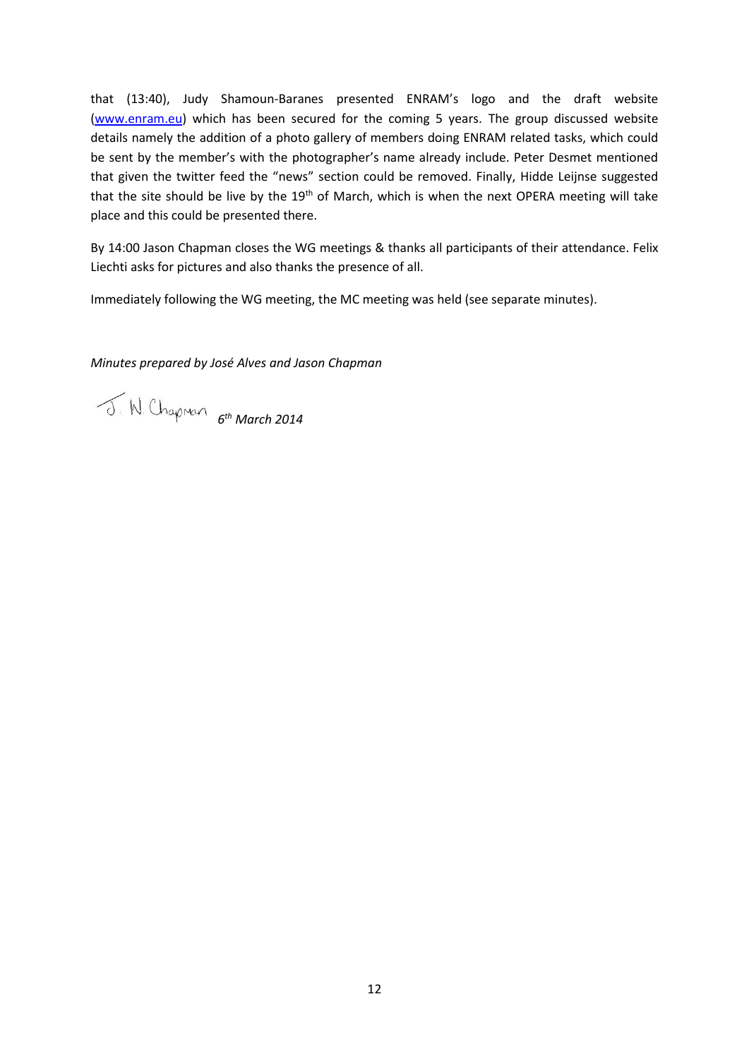that (13:40), Judy Shamoun-Baranes presented ENRAM's logo and the draft website ([www.enram.eu](http://www.enram.eu)) which has been secured for the coming 5 years. The group discussed website details namely the addition of a photo gallery of members doing ENRAM related tasks, which could be sent by the member's with the photographer's name already include. Peter Desmet mentioned that given the twitter feed the "news" section could be removed. Finally, Hidde Leijnse suggested that the site should be live by the 19th of March, which is when the next OPERA meeting will take place and this could be presented there.

By 14:00 Jason Chapman closes the WG meetings & thanks all participants of their attendance. Felix Liechti asks for pictures and also thanks the presence of all.

Immediately following the WG meeting, the MC meeting was held (see separate minutes).

*Minutes prepared by José Alves and Jason Chapman*

J. W. Chapman *6th March 2014*